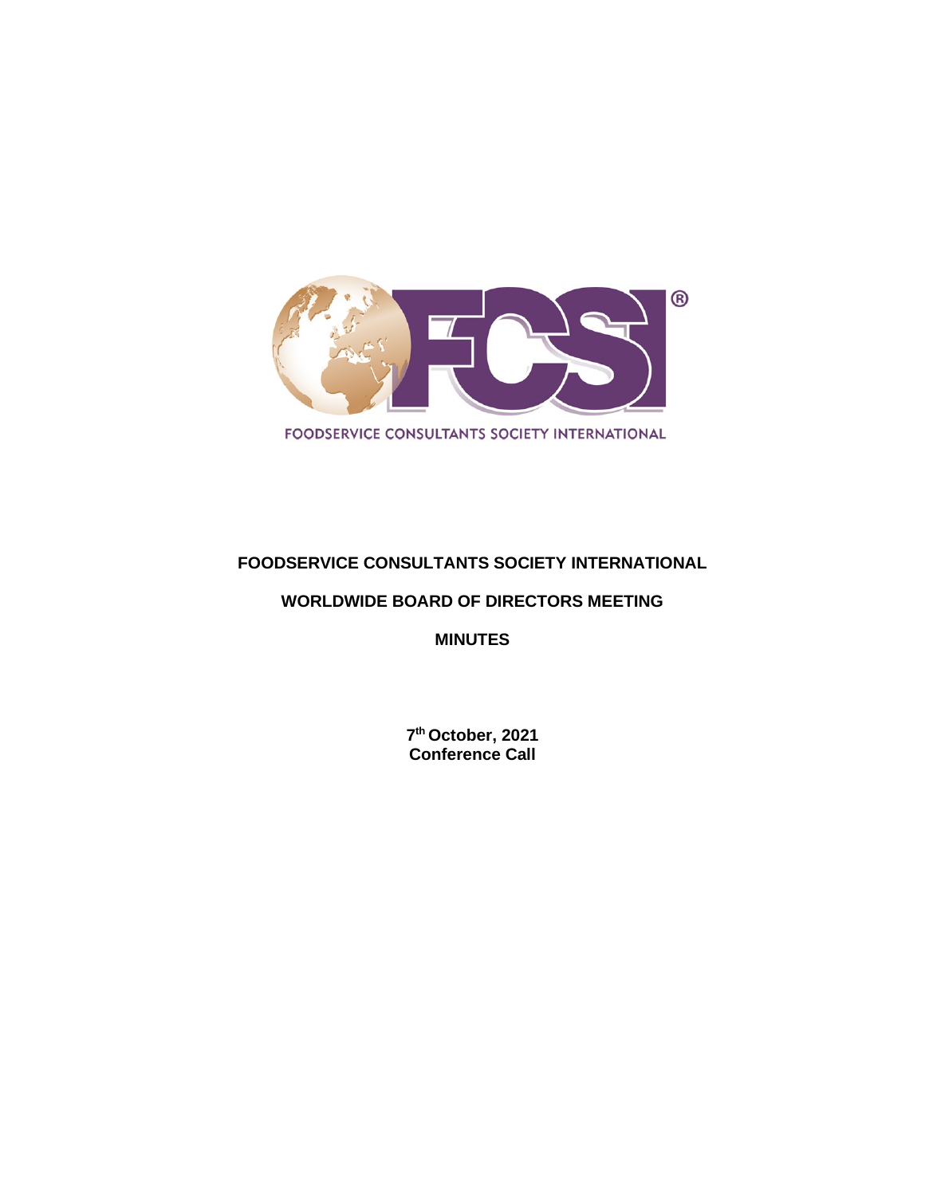FOODSERVICE CONSULTANTS SOCIETY INTERNATIONAL

# FOODSERVICE CONSULTANTS SOCIETY INTERNATIONAL

## WORLDWIDE BOARD OF DIRECTORS MEETING

## MINUTES

**7th October, 2021**
**Conference Call**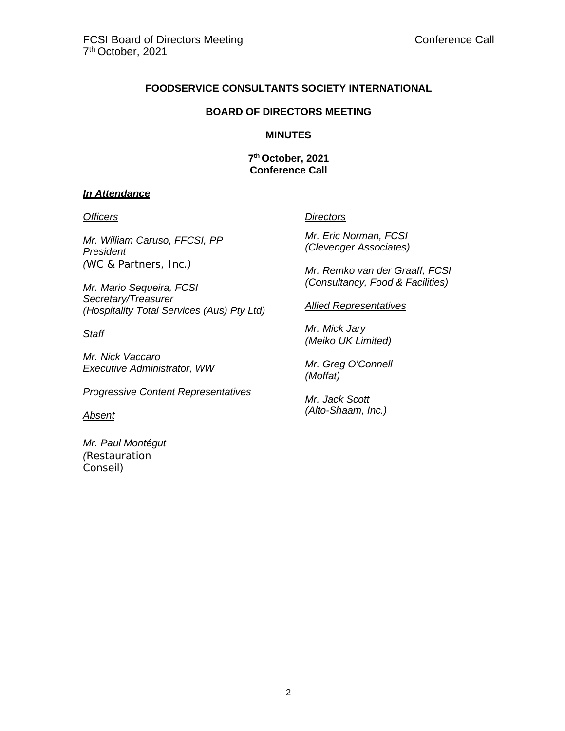# FOODSERVICE CONSULTANTS SOCIETY INTERNATIONAL

## BOARD OF DIRECTORS MEETING

## MINUTES

**7th October, 2021**
**Conference Call**

***In Attendance***

*Officers*

*Mr. William Caruso, FFCSI, PP*
*President*
*(WC & Partners, Inc.)*

*Mr. Mario Sequeira, FCSI*
*Secretary/Treasurer*
*(Hospitality Total Services (Aus) Pty Ltd)*

*Staff*

*Mr. Nick Vaccaro*
*Executive Administrator, WW*

*Progressive Content Representatives*

*Absent*

*Mr. Paul Montégut*
*(Restauration Conseil)*

*Directors*

*Mr. Eric Norman, FCSI*
*(Clevenger Associates)*

*Mr. Remko van der Graaff, FCSI*
*(Consultancy, Food & Facilities)*

*Allied Representatives*

*Mr. Mick Jary*
*(Meiko UK Limited)*

*Mr. Greg O'Connell*
*(Moffat)*

*Mr. Jack Scott*
*(Alto-Shaam, Inc.)*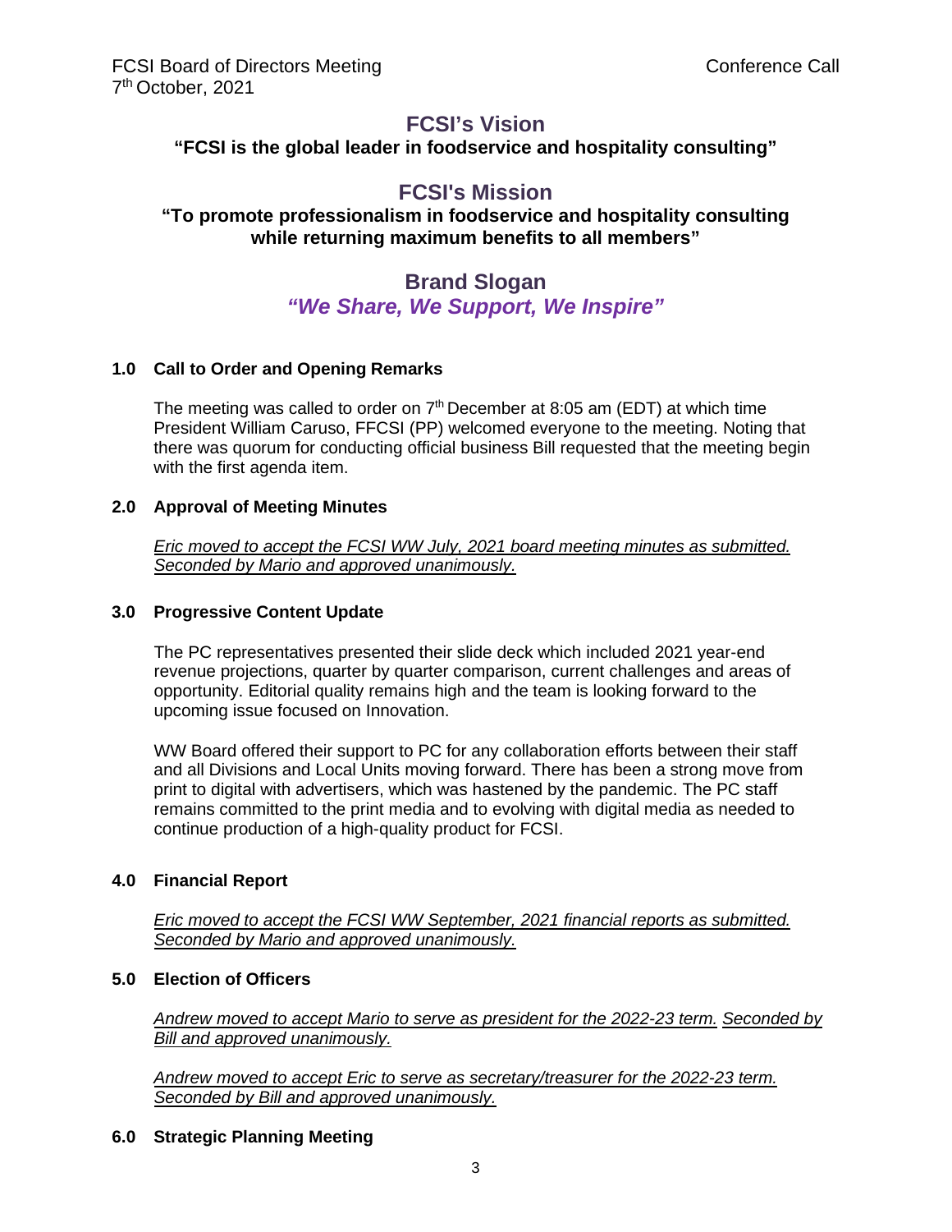FCSI Board of Directors Meeting
7th October, 2021

Conference Call

## FCSI's Vision

**"FCSI is the global leader in foodservice and hospitality consulting"**

## FCSI's Mission

**"To promote professionalism in foodservice and hospitality consulting while returning maximum benefits to all members"**

## Brand Slogan

***"We Share, We Support, We Inspire"***

### 1.0 Call to Order and Opening Remarks

The meeting was called to order on 7th December at 8:05 am (EDT) at which time President William Caruso, FFCSI (PP) welcomed everyone to the meeting. Noting that there was quorum for conducting official business Bill requested that the meeting begin with the first agenda item.

### 2.0 Approval of Meeting Minutes

*Eric moved to accept the FCSI WW July, 2021 board meeting minutes as submitted. Seconded by Mario and approved unanimously.*

### 3.0 Progressive Content Update

The PC representatives presented their slide deck which included 2021 year-end revenue projections, quarter by quarter comparison, current challenges and areas of opportunity. Editorial quality remains high and the team is looking forward to the upcoming issue focused on Innovation.

WW Board offered their support to PC for any collaboration efforts between their staff and all Divisions and Local Units moving forward. There has been a strong move from print to digital with advertisers, which was hastened by the pandemic. The PC staff remains committed to the print media and to evolving with digital media as needed to continue production of a high-quality product for FCSI.

### 4.0 Financial Report

*Eric moved to accept the FCSI WW September, 2021 financial reports as submitted. Seconded by Mario and approved unanimously.*

### 5.0 Election of Officers

*Andrew moved to accept Mario to serve as president for the 2022-23 term. Seconded by Bill and approved unanimously.*

*Andrew moved to accept Eric to serve as secretary/treasurer for the 2022-23 term. Seconded by Bill and approved unanimously.*

### 6.0 Strategic Planning Meeting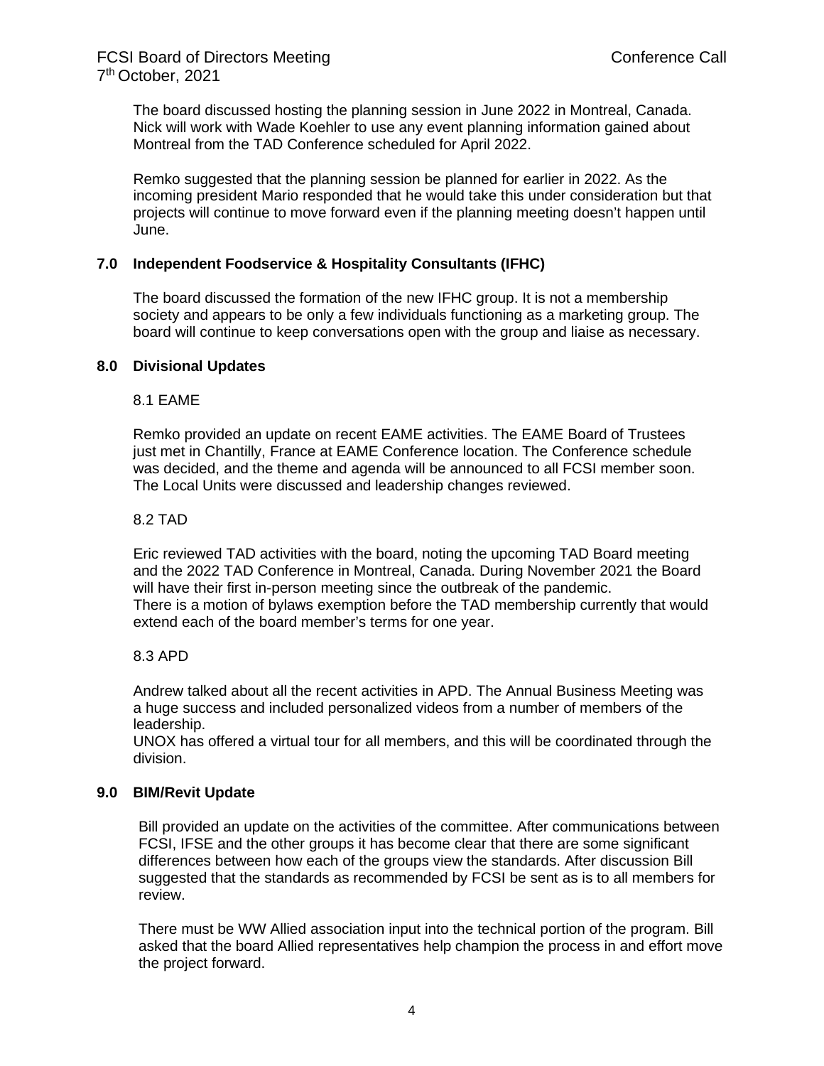The board discussed hosting the planning session in June 2022 in Montreal, Canada. Nick will work with Wade Koehler to use any event planning information gained about Montreal from the TAD Conference scheduled for April 2022.

Remko suggested that the planning session be planned for earlier in 2022. As the incoming president Mario responded that he would take this under consideration but that projects will continue to move forward even if the planning meeting doesn't happen until June.

## 7.0 Independent Foodservice & Hospitality Consultants (IFHC)

The board discussed the formation of the new IFHC group. It is not a membership society and appears to be only a few individuals functioning as a marketing group. The board will continue to keep conversations open with the group and liaise as necessary.

## 8.0 Divisional Updates

### 8.1 EAME

Remko provided an update on recent EAME activities. The EAME Board of Trustees just met in Chantilly, France at EAME Conference location. The Conference schedule was decided, and the theme and agenda will be announced to all FCSI member soon. The Local Units were discussed and leadership changes reviewed.

### 8.2 TAD

Eric reviewed TAD activities with the board, noting the upcoming TAD Board meeting and the 2022 TAD Conference in Montreal, Canada. During November 2021 the Board will have their first in-person meeting since the outbreak of the pandemic.
There is a motion of bylaws exemption before the TAD membership currently that would extend each of the board member's terms for one year.

### 8.3 APD

Andrew talked about all the recent activities in APD. The Annual Business Meeting was a huge success and included personalized videos from a number of members of the leadership.
UNOX has offered a virtual tour for all members, and this will be coordinated through the division.

## 9.0 BIM/Revit Update

Bill provided an update on the activities of the committee. After communications between FCSI, IFSE and the other groups it has become clear that there are some significant differences between how each of the groups view the standards. After discussion Bill suggested that the standards as recommended by FCSI be sent as is to all members for review.

There must be WW Allied association input into the technical portion of the program. Bill asked that the board Allied representatives help champion the process in and effort move the project forward.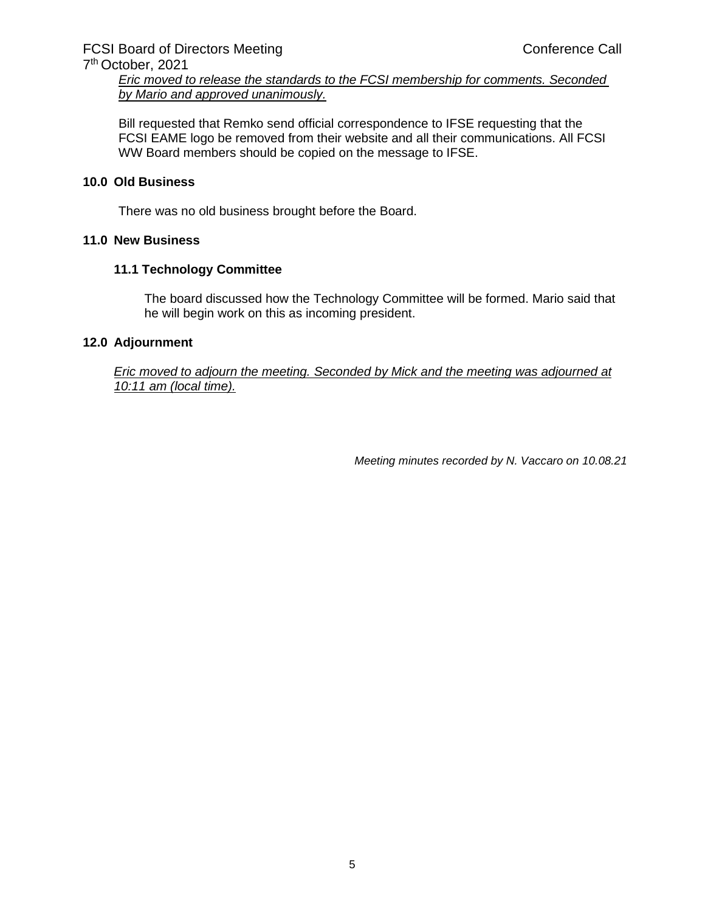*Eric moved to release the standards to the FCSI membership for comments. Seconded by Mario and approved unanimously.*

Bill requested that Remko send official correspondence to IFSE requesting that the FCSI EAME logo be removed from their website and all their communications. All FCSI WW Board members should be copied on the message to IFSE.

## 10.0 Old Business

There was no old business brought before the Board.

## 11.0 New Business

### 11.1 Technology Committee

The board discussed how the Technology Committee will be formed. Mario said that he will begin work on this as incoming president.

## 12.0 Adjournment

*Eric moved to adjourn the meeting. Seconded by Mick and the meeting was adjourned at 10:11 am (local time).*

*Meeting minutes recorded by N. Vaccaro on 10.08.21*